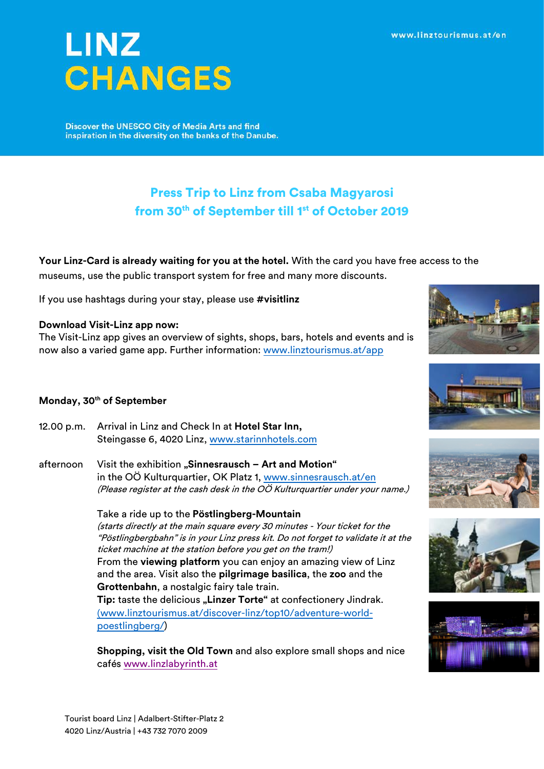# LINZ CHANGES

www.linztourismus.at/en

Discover the UNESCO City of Media Arts and find inspiration in the diversity on the banks of the Danube.

## Press Trip to Linz from Csaba Magyarosi from 30th of September till 1st of October 2019

**Your Linz-Card is already waiting for you at the hotel.** With the card you have free access to the museums, use the public transport system for free and many more discounts.

If you use hashtags during your stay, please use **#visitlinz**

**Download Visit-Linz app now:**
The Visit-Linz app gives an overview of sights, shops, bars, hotels and events and is now also a varied game app. Further information: www.linztourismus.at/app

### Monday, 30th of September

12.00 p.m. Arrival in Linz and Check In at **Hotel Star Inn,** Steingasse 6, 4020 Linz, www.starinnhotels.com

afternoon Visit the exhibition **„Sinnesrausch – Art and Motion"** in the OÖ Kulturquartier, OK Platz 1, www.sinnesrausch.at/en
*(Please register at the cash desk in the OÖ Kulturquartier under your name.)*

Take a ride up to the **Pöstlingberg-Mountain**
*(starts directly at the main square every 30 minutes - Your ticket for the "Pöstlingbergbahn" is in your Linz press kit. Do not forget to validate it at the ticket machine at the station before you get on the tram!)*
From the **viewing platform** you can enjoy an amazing view of Linz and the area. Visit also the **pilgrimage basilica**, the **zoo** and the **Grottenbahn**, a nostalgic fairy tale train.
**Tip:** taste the delicious **„Linzer Torte"** at confectionery Jindrak. (www.linztourismus.at/discover-linz/top10/adventure-world-poestlingberg/)

**Shopping, visit the Old Town** and also explore small shops and nice cafés www.linzlabyrinth.at

Tourist board Linz | Adalbert-Stifter-Platz 2
4020 Linz/Austria | +43 732 7070 2009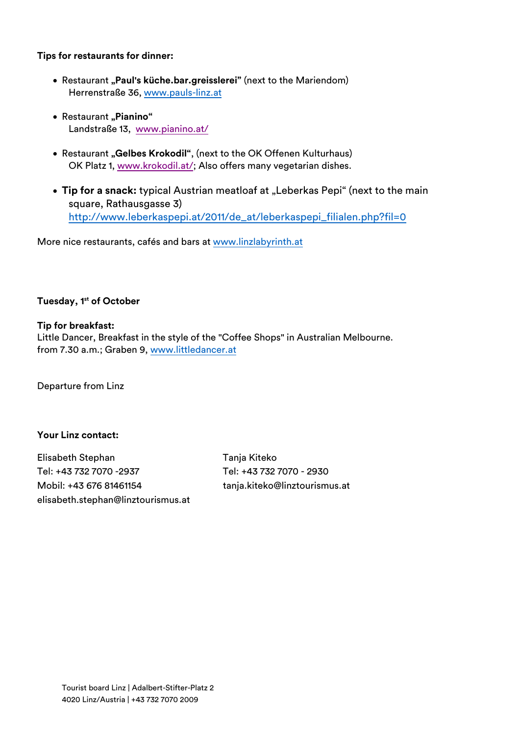**Tips for restaurants for dinner:**

- Restaurant **„Paul's küche.bar.greisslerei"** (next to the Mariendom)
  Herrenstraße 36, www.pauls-linz.at

- Restaurant **„Pianino"**
  Landstraße 13, www.pianino.at/

- Restaurant **„Gelbes Krokodil"**, (next to the OK Offenen Kulturhaus)
  OK Platz 1, www.krokodil.at/; Also offers many vegetarian dishes.

- **Tip for a snack:** typical Austrian meatloaf at „Leberkas Pepi" (next to the main square, Rathausgasse 3)
  http://www.leberkaspepi.at/2011/de_at/leberkaspepi_filialen.php?fil=0

More nice restaurants, cafés and bars at www.linzlabyrinth.at

**Tuesday, 1st of October**

**Tip for breakfast:**
Little Dancer, Breakfast in the style of the "Coffee Shops" in Australian Melbourne.
from 7.30 a.m.; Graben 9, www.littledancer.at

Departure from Linz

**Your Linz contact:**

Elisabeth Stephan
Tel: +43 732 7070 -2937
Mobil: +43 676 81461154
elisabeth.stephan@linztourismus.at

Tanja Kiteko
Tel: +43 732 7070 - 2930
tanja.kiteko@linztourismus.at

Tourist board Linz | Adalbert-Stifter-Platz 2
4020 Linz/Austria | +43 732 7070 2009